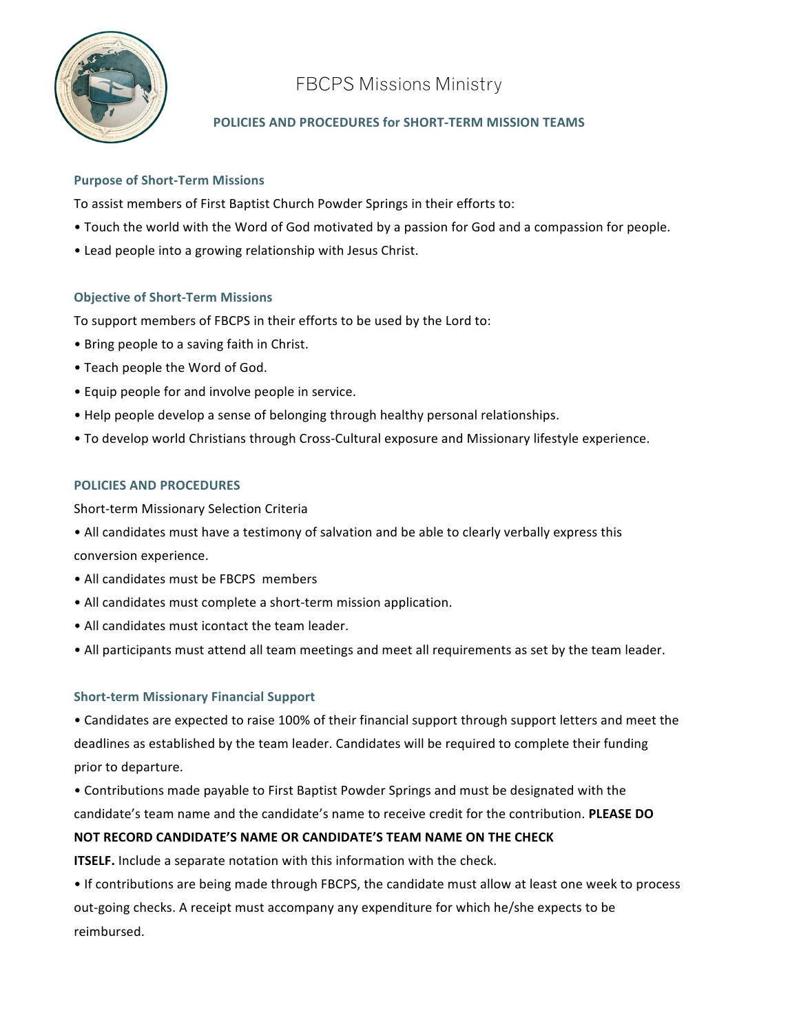# FBCPS Missions Ministry

## POLICIES AND PROCEDURES for SHORT-TERM MISSION TEAMS

### Purpose of Short-Term Missions

To assist members of First Baptist Church Powder Springs in their efforts to:

- Touch the world with the Word of God motivated by a passion for God and a compassion for people.
- Lead people into a growing relationship with Jesus Christ.

### Objective of Short-Term Missions

To support members of FBCPS in their efforts to be used by the Lord to:

- Bring people to a saving faith in Christ.
- Teach people the Word of God.
- Equip people for and involve people in service.
- Help people develop a sense of belonging through healthy personal relationships.
- To develop world Christians through Cross-Cultural exposure and Missionary lifestyle experience.

### POLICIES AND PROCEDURES

Short-term Missionary Selection Criteria

- All candidates must have a testimony of salvation and be able to clearly verbally express this conversion experience.
- All candidates must be FBCPS members
- All candidates must complete a short-term mission application.
- All candidates must icontact the team leader.
- All participants must attend all team meetings and meet all requirements as set by the team leader.

### Short-term Missionary Financial Support

- Candidates are expected to raise 100% of their financial support through support letters and meet the deadlines as established by the team leader. Candidates will be required to complete their funding prior to departure.
- Contributions made payable to First Baptist Powder Springs and must be designated with the candidate's team name and the candidate's name to receive credit for the contribution. **PLEASE DO NOT RECORD CANDIDATE'S NAME OR CANDIDATE'S TEAM NAME ON THE CHECK ITSELF.** Include a separate notation with this information with the check.
- If contributions are being made through FBCPS, the candidate must allow at least one week to process out-going checks. A receipt must accompany any expenditure for which he/she expects to be reimbursed.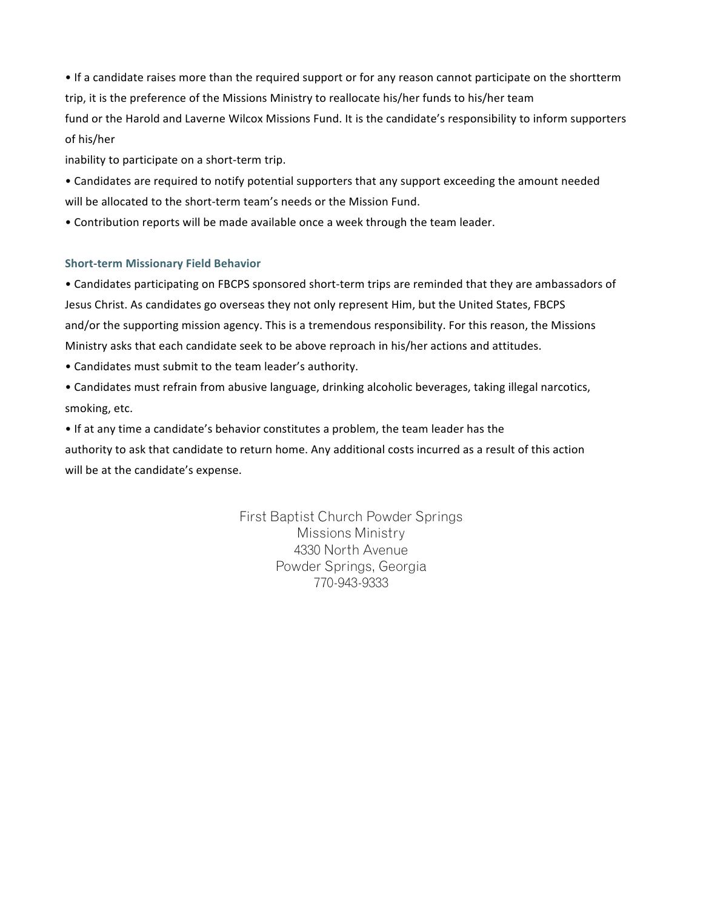- If a candidate raises more than the required support or for any reason cannot participate on the shortterm trip, it is the preference of the Missions Ministry to reallocate his/her funds to his/her team fund or the Harold and Laverne Wilcox Missions Fund. It is the candidate's responsibility to inform supporters of his/her inability to participate on a short-term trip.
- Candidates are required to notify potential supporters that any support exceeding the amount needed will be allocated to the short-term team's needs or the Mission Fund.
- Contribution reports will be made available once a week through the team leader.

### Short-term Missionary Field Behavior

- Candidates participating on FBCPS sponsored short-term trips are reminded that they are ambassadors of Jesus Christ. As candidates go overseas they not only represent Him, but the United States, FBCPS and/or the supporting mission agency. This is a tremendous responsibility. For this reason, the Missions Ministry asks that each candidate seek to be above reproach in his/her actions and attitudes.
- Candidates must submit to the team leader's authority.
- Candidates must refrain from abusive language, drinking alcoholic beverages, taking illegal narcotics, smoking, etc.
- If at any time a candidate's behavior constitutes a problem, the team leader has the authority to ask that candidate to return home. Any additional costs incurred as a result of this action will be at the candidate's expense.

First Baptist Church Powder Springs
Missions Ministry
4330 North Avenue
Powder Springs, Georgia
770-943-9333